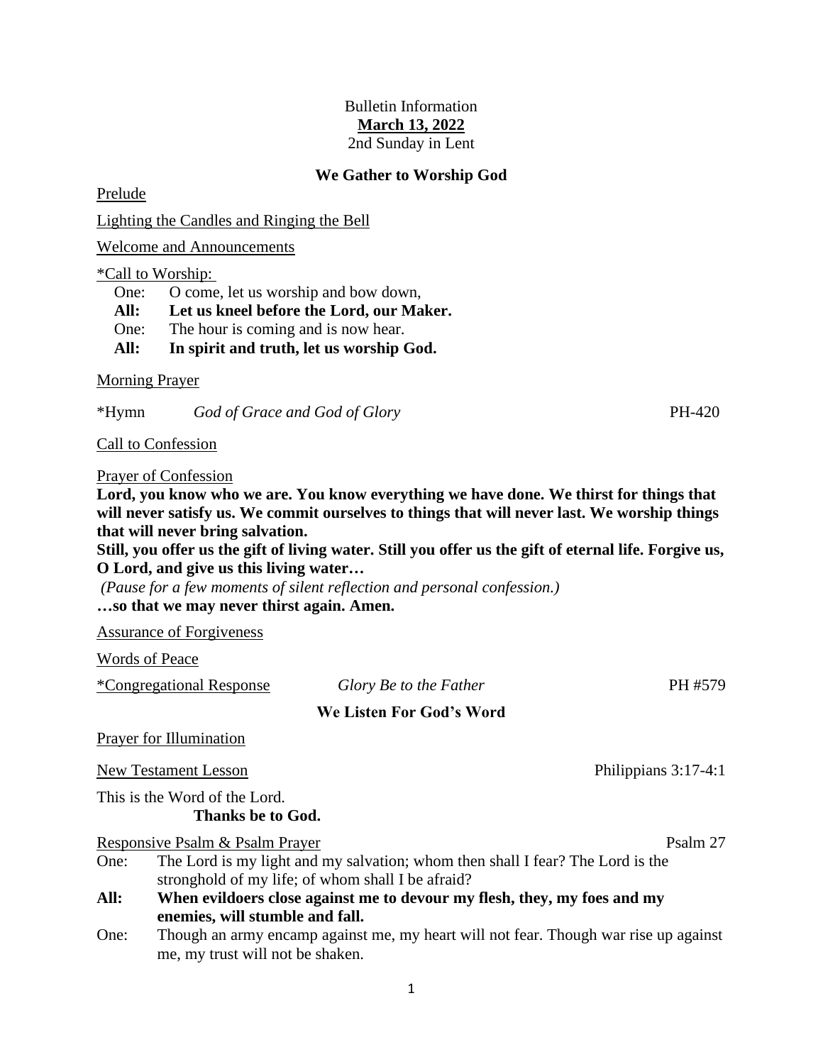Bulletin Information

**March 13, 2022**

2nd Sunday in Lent

## We Gather to Worship God

Prelude

Lighting the Candles and Ringing the Bell

Welcome and Announcements

*Call to Worship:

One: O come, let us worship and bow down,

**All: Let us kneel before the Lord, our Maker.**

One: The hour is coming and is now hear.

**All: In spirit and truth, let us worship God.**

Morning Prayer

*Hymn *God of Grace and God of Glory* PH-420

Call to Confession

Prayer of Confession

**Lord, you know who we are. You know everything we have done. We thirst for things that will never satisfy us. We commit ourselves to things that will never last. We worship things that will never bring salvation.**

**Still, you offer us the gift of living water. Still you offer us the gift of eternal life. Forgive us, O Lord, and give us this living water…**

*(Pause for a few moments of silent reflection and personal confession.)*

**…so that we may never thirst again. Amen.**

Assurance of Forgiveness

Words of Peace

*Congregational Response *Glory Be to the Father* PH #579

## We Listen For God's Word

Prayer for Illumination

New Testament Lesson Philippians 3:17-4:1

This is the Word of the Lord.

**Thanks be to God.**

Responsive Psalm & Psalm Prayer Psalm 27

One: The Lord is my light and my salvation; whom then shall I fear? The Lord is the stronghold of my life; of whom shall I be afraid?

**All: When evildoers close against me to devour my flesh, they, my foes and my enemies, will stumble and fall.**

One: Though an army encamp against me, my heart will not fear. Though war rise up against me, my trust will not be shaken.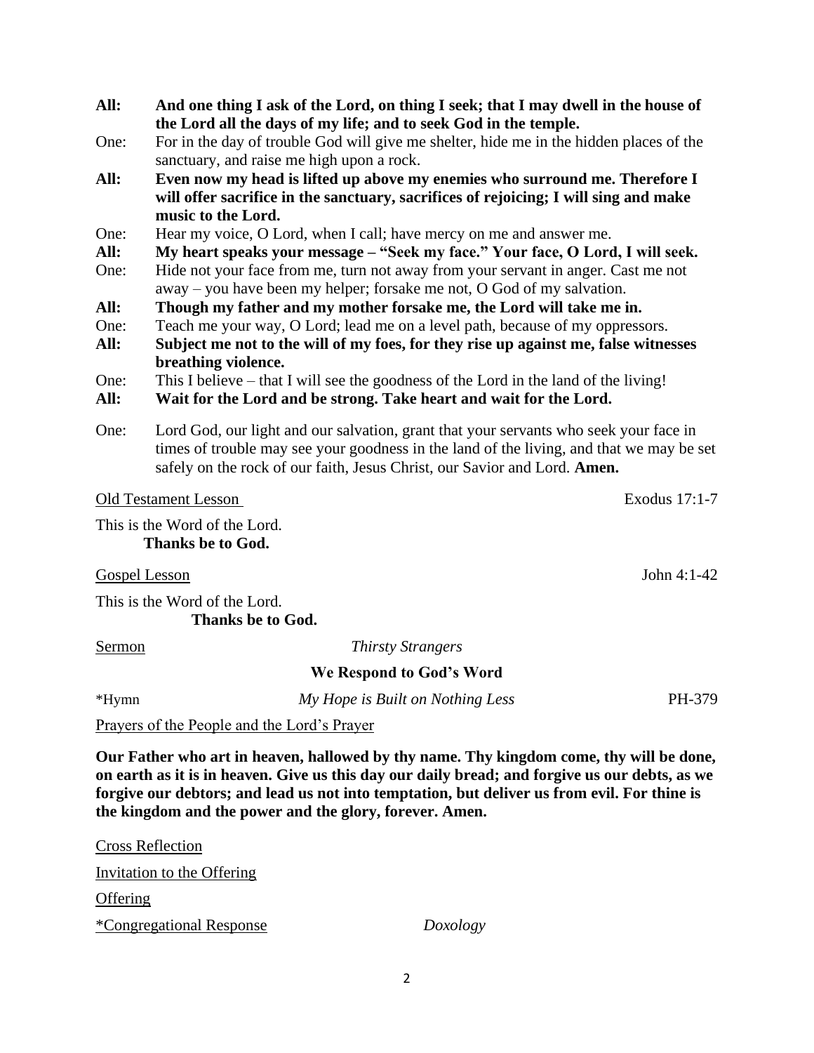**All:** **And one thing I ask of the Lord, on thing I seek; that I may dwell in the house of the Lord all the days of my life; and to seek God in the temple.**

One: For in the day of trouble God will give me shelter, hide me in the hidden places of the sanctuary, and raise me high upon a rock.

**All:** **Even now my head is lifted up above my enemies who surround me. Therefore I will offer sacrifice in the sanctuary, sacrifices of rejoicing; I will sing and make music to the Lord.**

One: Hear my voice, O Lord, when I call; have mercy on me and answer me.

**All:** **My heart speaks your message – "Seek my face." Your face, O Lord, I will seek.**

One: Hide not your face from me, turn not away from your servant in anger. Cast me not away – you have been my helper; forsake me not, O God of my salvation.

**All:** **Though my father and my mother forsake me, the Lord will take me in.**

One: Teach me your way, O Lord; lead me on a level path, because of my oppressors.

**All:** **Subject me not to the will of my foes, for they rise up against me, false witnesses breathing violence.**

One: This I believe – that I will see the goodness of the Lord in the land of the living!

**All:** **Wait for the Lord and be strong. Take heart and wait for the Lord.**

One: Lord God, our light and our salvation, grant that your servants who seek your face in times of trouble may see your goodness in the land of the living, and that we may be set safely on the rock of our faith, Jesus Christ, our Savior and Lord. **Amen.**

Old Testament Lesson — Exodus 17:1-7

This is the Word of the Lord.
**Thanks be to God.**

Gospel Lesson — John 4:1-42

This is the Word of the Lord.
**Thanks be to God.**

Sermon — *Thirsty Strangers*

## We Respond to God's Word

*Hymn — *My Hope is Built on Nothing Less* — PH-379

Prayers of the People and the Lord's Prayer

**Our Father who art in heaven, hallowed by thy name. Thy kingdom come, thy will be done, on earth as it is in heaven. Give us this day our daily bread; and forgive us our debts, as we forgive our debtors; and lead us not into temptation, but deliver us from evil. For thine is the kingdom and the power and the glory, forever. Amen.**

Cross Reflection

Invitation to the Offering

Offering

*Congregational Response — *Doxology*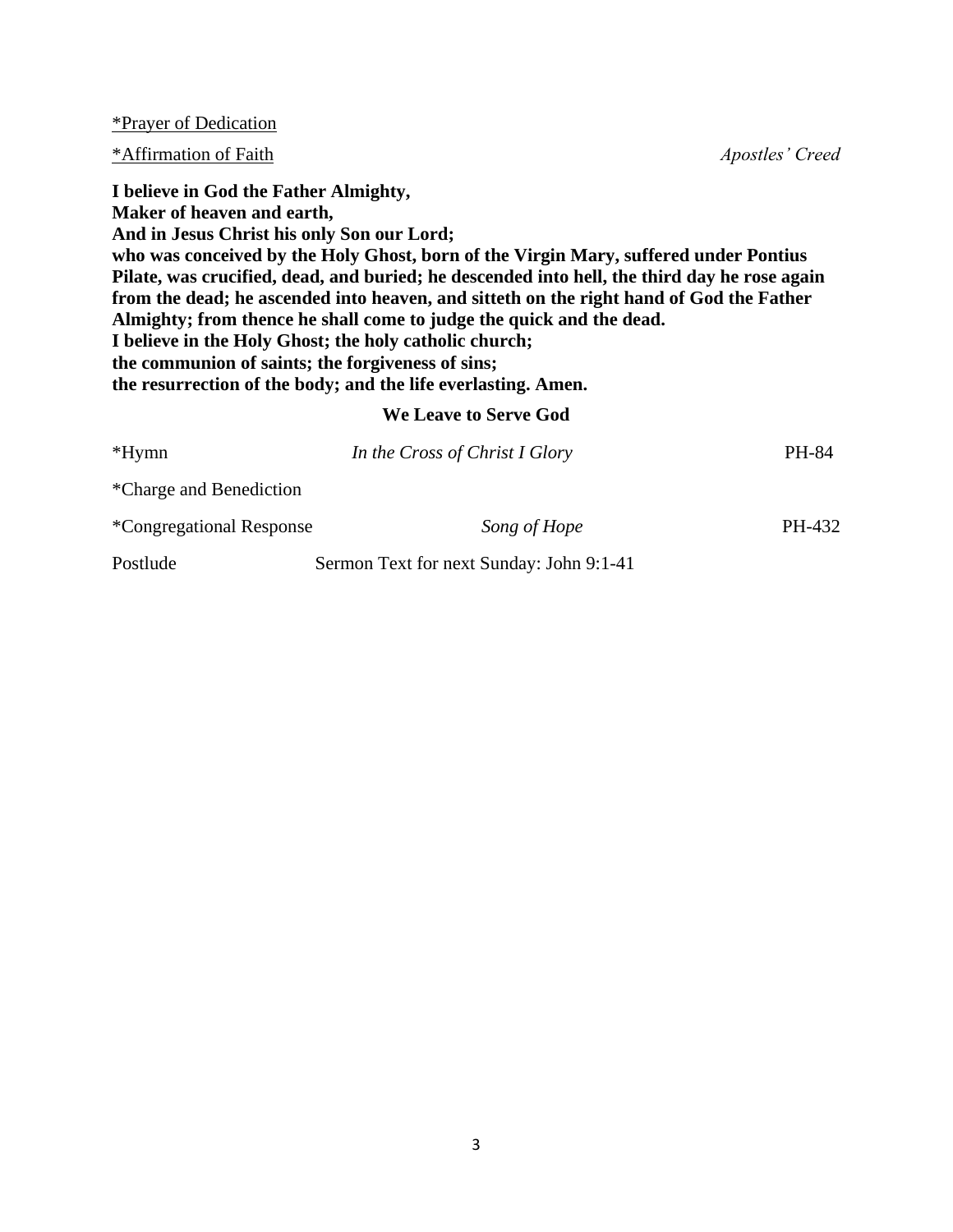<u>*Prayer of Dedication</u>

<u>*Affirmation of Faith</u> *Apostles' Creed*

**I believe in God the Father Almighty,**
**Maker of heaven and earth,**
**And in Jesus Christ his only Son our Lord;**
**who was conceived by the Holy Ghost, born of the Virgin Mary, suffered under Pontius Pilate, was crucified, dead, and buried; he descended into hell, the third day he rose again from the dead; he ascended into heaven, and sitteth on the right hand of God the Father Almighty; from thence he shall come to judge the quick and the dead.**
**I believe in the Holy Ghost; the holy catholic church;**
**the communion of saints; the forgiveness of sins;**
**the resurrection of the body; and the life everlasting. Amen.**

**We Leave to Serve God**

| | | |
|---|---|---|
| *Hymn | *In the Cross of Christ I Glory* | PH-84 |
| *Charge and Benediction | | |
| *Congregational Response | *Song of Hope* | PH-432 |
| Postlude | Sermon Text for next Sunday: John 9:1-41 | |